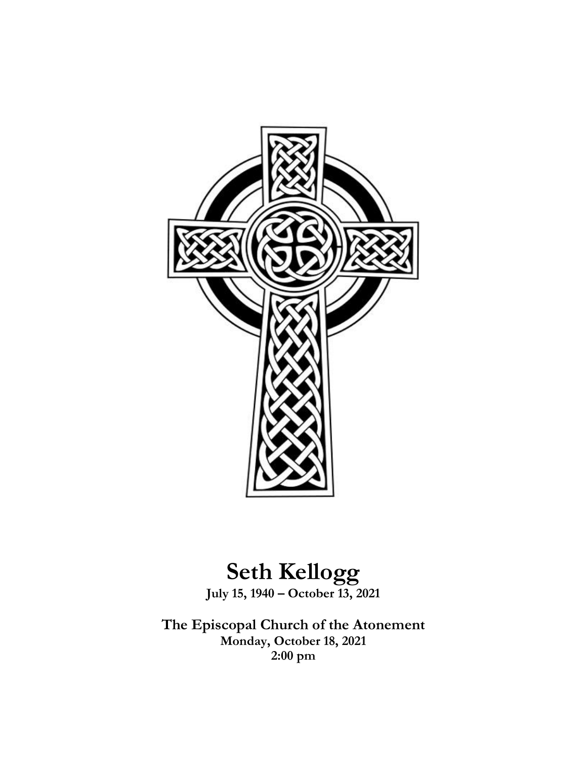# Seth Kellogg

**July 15, 1940 – October 13, 2021**

## The Episcopal Church of the Atonement

**Monday, October 18, 2021**

**2:00 pm**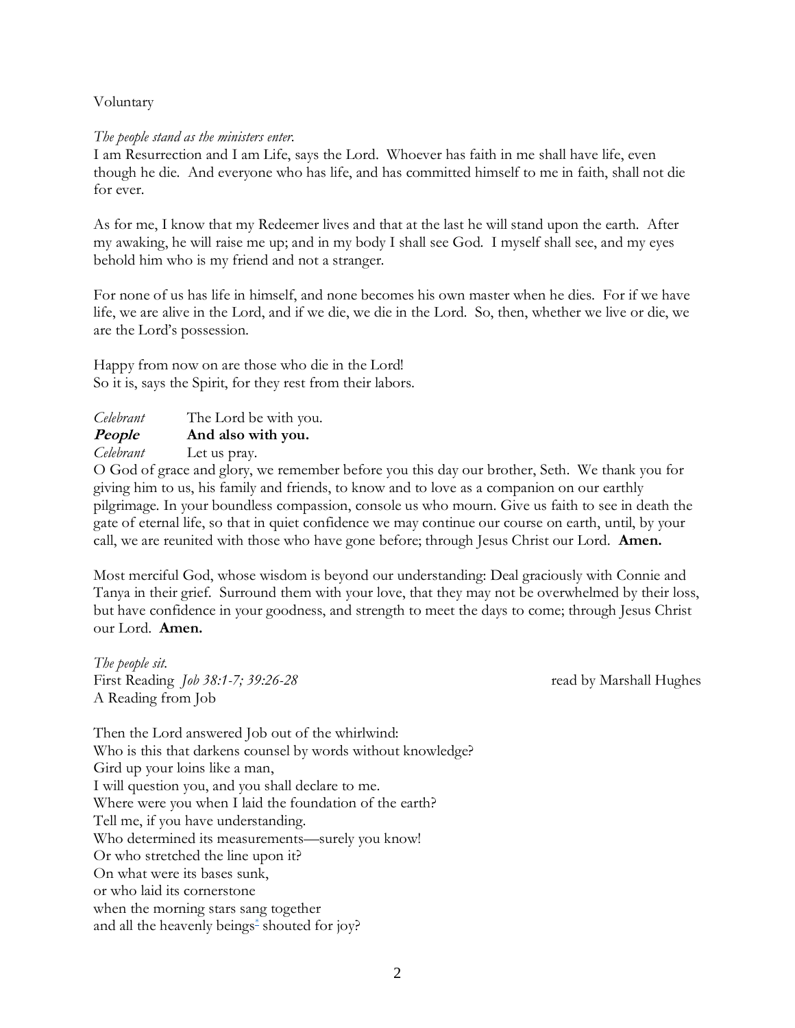Voluntary

*The people stand as the ministers enter.*
I am Resurrection and I am Life, says the Lord. Whoever has faith in me shall have life, even though he die. And everyone who has life, and has committed himself to me in faith, shall not die for ever.

As for me, I know that my Redeemer lives and that at the last he will stand upon the earth. After my awaking, he will raise me up; and in my body I shall see God. I myself shall see, and my eyes behold him who is my friend and not a stranger.

For none of us has life in himself, and none becomes his own master when he dies. For if we have life, we are alive in the Lord, and if we die, we die in the Lord. So, then, whether we live or die, we are the Lord's possession.

Happy from now on are those who die in the Lord!
So it is, says the Spirit, for they rest from their labors.

*Celebrant* The Lord be with you.
***People*** **And also with you.**
*Celebrant* Let us pray.
O God of grace and glory, we remember before you this day our brother, Seth. We thank you for giving him to us, his family and friends, to know and to love as a companion on our earthly pilgrimage. In your boundless compassion, console us who mourn. Give us faith to see in death the gate of eternal life, so that in quiet confidence we may continue our course on earth, until, by your call, we are reunited with those who have gone before; through Jesus Christ our Lord. **Amen.**

Most merciful God, whose wisdom is beyond our understanding: Deal graciously with Connie and Tanya in their grief. Surround them with your love, that they may not be overwhelmed by their loss, but have confidence in your goodness, and strength to meet the days to come; through Jesus Christ our Lord. **Amen.**

*The people sit.*
First Reading *Job 38:1-7; 39:26-28* read by Marshall Hughes
A Reading from Job

Then the Lord answered Job out of the whirlwind:
Who is this that darkens counsel by words without knowledge?
Gird up your loins like a man,
I will question you, and you shall declare to me.
Where were you when I laid the foundation of the earth?
Tell me, if you have understanding.
Who determined its measurements—surely you know!
Or who stretched the line upon it?
On what were its bases sunk,
or who laid its cornerstone
when the morning stars sang together
and all the heavenly beings[*] shouted for joy?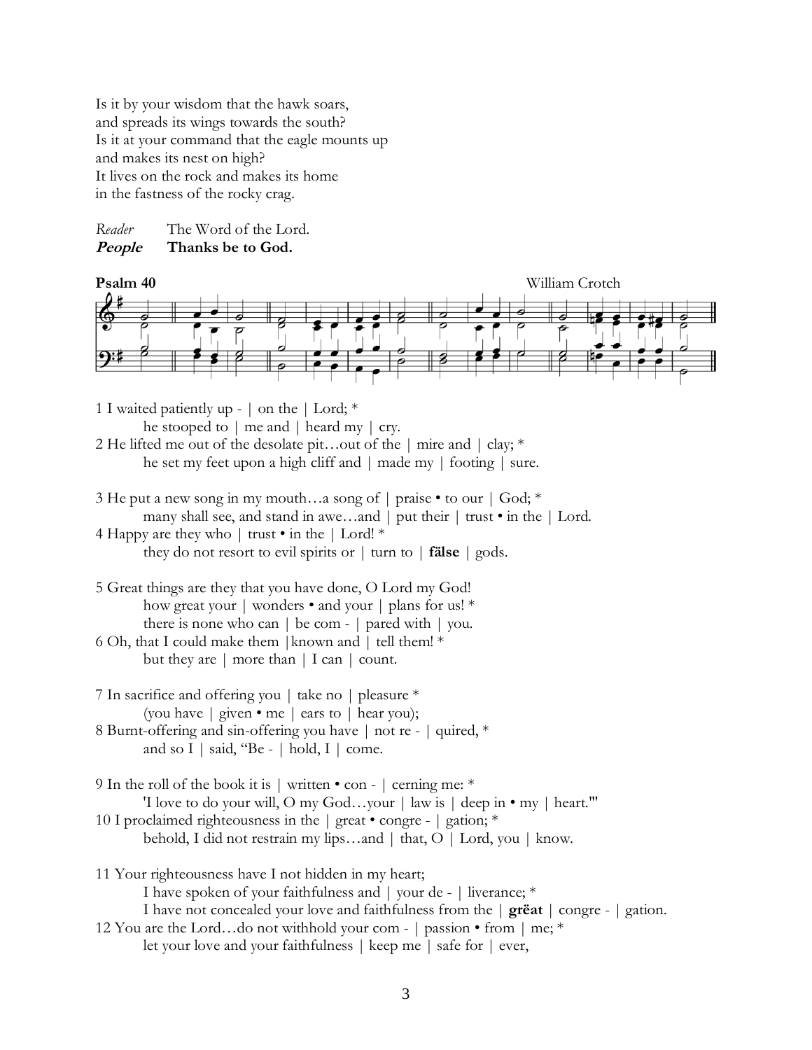Is it by your wisdom that the hawk soars,
and spreads its wings towards the south?
Is it at your command that the eagle mounts up
and makes its nest on high?
It lives on the rock and makes its home
in the fastness of the rocky crag.

*Reader* The Word of the Lord.
***People*** **Thanks be to God.**

**Psalm 40** William Crotch

1 I waited patiently up - | on the | Lord; *
    he stooped to | me and | heard my | cry.
2 He lifted me out of the desolate pit…out of the | mire and | clay; *
    he set my feet upon a high cliff and | made my | footing | sure.

3 He put a new song in my mouth…a song of | praise • to our | God; *
    many shall see, and stand in awe…and | put their | trust • in the | Lord.
4 Happy are they who | trust • in the | Lord! *
    they do not resort to evil spirits or | turn to | **fälse** | gods.

5 Great things are they that you have done, O Lord my God!
    how great your | wonders • and your | plans for us! *
    there is none who can | be com - | pared with | you.
6 Oh, that I could make them |known and | tell them! *
    but they are | more than | I can | count.

7 In sacrifice and offering you | take no | pleasure *
    (you have | given • me | ears to | hear you);
8 Burnt-offering and sin-offering you have | not re - | quired, *
    and so I | said, "Be - | hold, I | come.

9 In the roll of the book it is | written • con - | cerning me: *
    'I love to do your will, O my God…your | law is | deep in • my | heart.'"
10 I proclaimed righteousness in the | great • congre - | gation; *
    behold, I did not restrain my lips…and | that, O | Lord, you | know.

11 Your righteousness have I not hidden in my heart;
    I have spoken of your faithfulness and | your de - | liverance; *
    I have not concealed your love and faithfulness from the | **grëat** | congre - | gation.
12 You are the Lord…do not withhold your com - | passion • from | me; *
    let your love and your faithfulness | keep me | safe for | ever,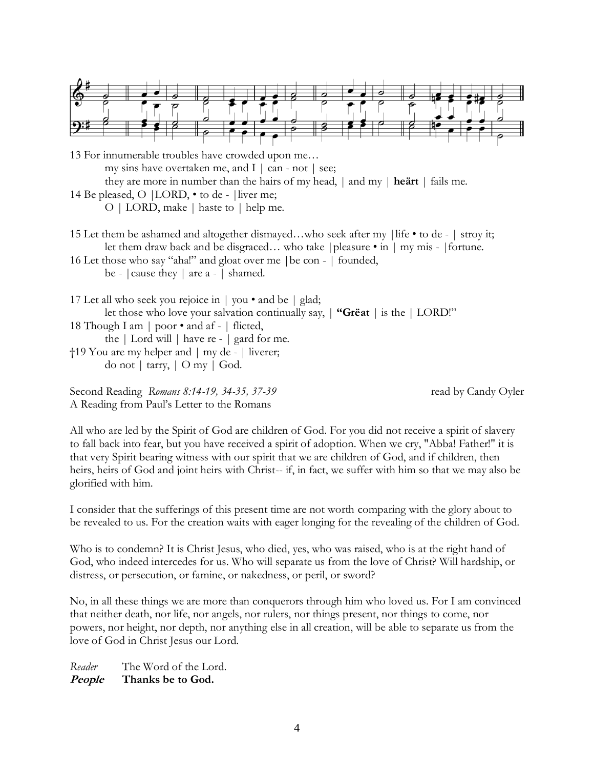13 For innumerable troubles have crowded upon me…
　　my sins have overtaken me, and I | can - not | see;
　　they are more in number than the hairs of my head, | and my | **heärt** | fails me.
14 Be pleased, O |LORD, • to de - |liver me;
　　O | LORD, make | haste to | help me.

15 Let them be ashamed and altogether dismayed…who seek after my |life • to de - | stroy it;
　　let them draw back and be disgraced… who take |pleasure • in | my mis - |fortune.
16 Let those who say "aha!" and gloat over me |be con - | founded,
　　be - |cause they | are a - | shamed.

17 Let all who seek you rejoice in | you • and be | glad;
　　let those who love your salvation continually say, | **"Grëat** | is the | LORD!"
18 Though I am | poor • and af - | flicted,
　　the | Lord will | have re - | gard for me.
†19 You are my helper and | my de - | liverer;
　　do not | tarry, | O my | God.

Second Reading *Romans 8:14-19, 34-35, 37-39* read by Candy Oyler
A Reading from Paul's Letter to the Romans

All who are led by the Spirit of God are children of God. For you did not receive a spirit of slavery to fall back into fear, but you have received a spirit of adoption. When we cry, "Abba! Father!" it is that very Spirit bearing witness with our spirit that we are children of God, and if children, then heirs, heirs of God and joint heirs with Christ-- if, in fact, we suffer with him so that we may also be glorified with him.

I consider that the sufferings of this present time are not worth comparing with the glory about to be revealed to us. For the creation waits with eager longing for the revealing of the children of God.

Who is to condemn? It is Christ Jesus, who died, yes, who was raised, who is at the right hand of God, who indeed intercedes for us. Who will separate us from the love of Christ? Will hardship, or distress, or persecution, or famine, or nakedness, or peril, or sword?

No, in all these things we are more than conquerors through him who loved us. For I am convinced that neither death, nor life, nor angels, nor rulers, nor things present, nor things to come, nor powers, nor height, nor depth, nor anything else in all creation, will be able to separate us from the love of God in Christ Jesus our Lord.

*Reader* The Word of the Lord.
***People*** **Thanks be to God.**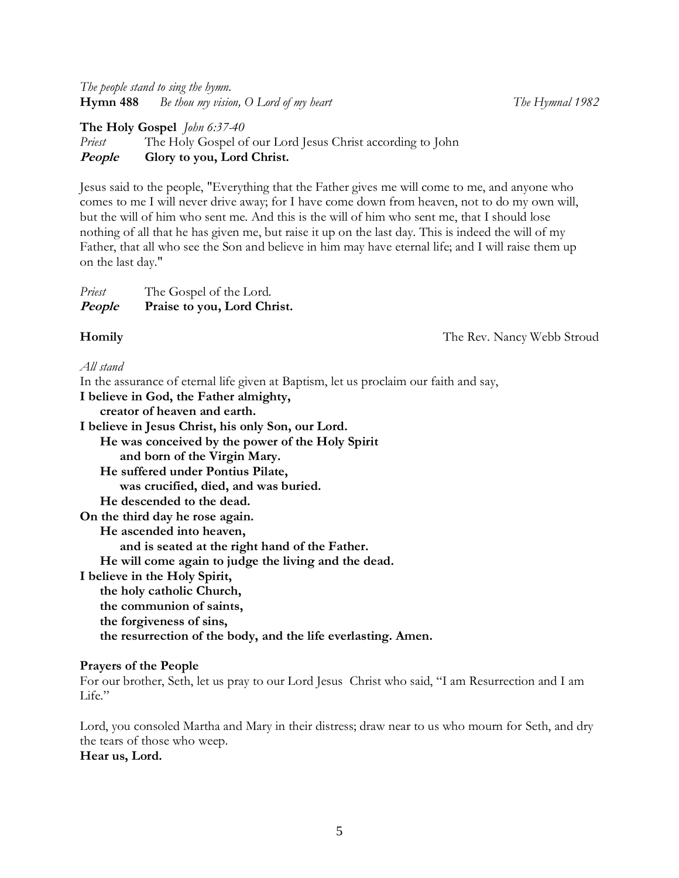*The people stand to sing the hymn.*
**Hymn 488** *Be thou my vision, O Lord of my heart* *The Hymnal 1982*

**The Holy Gospel** *John 6:37-40*
*Priest* The Holy Gospel of our Lord Jesus Christ according to John
***People*** **Glory to you, Lord Christ.**

Jesus said to the people, "Everything that the Father gives me will come to me, and anyone who comes to me I will never drive away; for I have come down from heaven, not to do my own will, but the will of him who sent me. And this is the will of him who sent me, that I should lose nothing of all that he has given me, but raise it up on the last day. This is indeed the will of my Father, that all who see the Son and believe in him may have eternal life; and I will raise them up on the last day."

*Priest* The Gospel of the Lord.
***People*** **Praise to you, Lord Christ.**

**Homily** The Rev. Nancy Webb Stroud

*All stand*
In the assurance of eternal life given at Baptism, let us proclaim our faith and say,
**I believe in God, the Father almighty,**
**creator of heaven and earth.**
**I believe in Jesus Christ, his only Son, our Lord.**
**He was conceived by the power of the Holy Spirit**
**and born of the Virgin Mary.**
**He suffered under Pontius Pilate,**
**was crucified, died, and was buried.**
**He descended to the dead.**
**On the third day he rose again.**
**He ascended into heaven,**
**and is seated at the right hand of the Father.**
**He will come again to judge the living and the dead.**
**I believe in the Holy Spirit,**
**the holy catholic Church,**
**the communion of saints,**
**the forgiveness of sins,**
**the resurrection of the body, and the life everlasting. Amen.**

**Prayers of the People**
For our brother, Seth, let us pray to our Lord Jesus Christ who said, "I am Resurrection and I am Life."

Lord, you consoled Martha and Mary in their distress; draw near to us who mourn for Seth, and dry the tears of those who weep.
**Hear us, Lord.**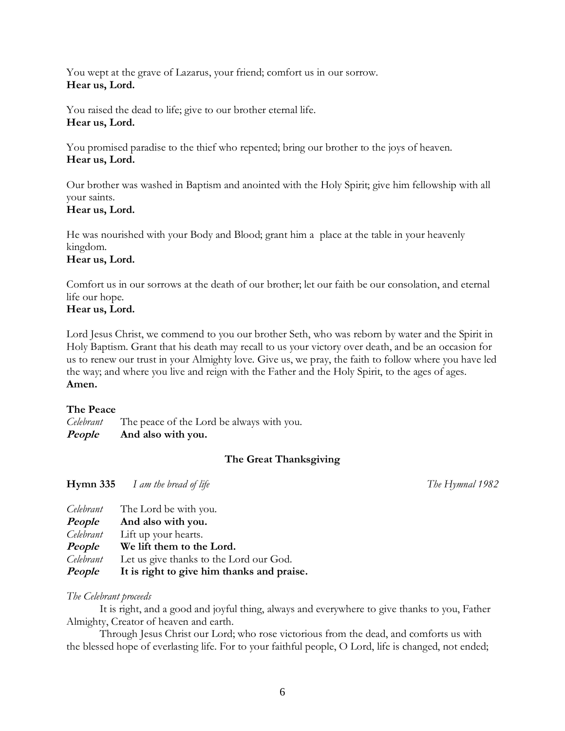You wept at the grave of Lazarus, your friend; comfort us in our sorrow.
**Hear us, Lord.**

You raised the dead to life; give to our brother eternal life.
**Hear us, Lord.**

You promised paradise to the thief who repented; bring our brother to the joys of heaven.
**Hear us, Lord.**

Our brother was washed in Baptism and anointed with the Holy Spirit; give him fellowship with all your saints.
**Hear us, Lord.**

He was nourished with your Body and Blood; grant him a place at the table in your heavenly kingdom.
**Hear us, Lord.**

Comfort us in our sorrows at the death of our brother; let our faith be our consolation, and eternal life our hope.
**Hear us, Lord.**

Lord Jesus Christ, we commend to you our brother Seth, who was reborn by water and the Spirit in Holy Baptism. Grant that his death may recall to us your victory over death, and be an occasion for us to renew our trust in your Almighty love. Give us, we pray, the faith to follow where you have led the way; and where you live and reign with the Father and the Holy Spirit, to the ages of ages.
**Amen.**

**The Peace**

*Celebrant* The peace of the Lord be always with you.
***People*** **And also with you.**

### The Great Thanksgiving

**Hymn 335** *I am the bread of life* *The Hymnal 1982*

*Celebrant* The Lord be with you.
***People*** **And also with you.**
*Celebrant* Lift up your hearts.
***People*** **We lift them to the Lord.**
*Celebrant* Let us give thanks to the Lord our God.
***People*** **It is right to give him thanks and praise.**

*The Celebrant proceeds*

It is right, and a good and joyful thing, always and everywhere to give thanks to you, Father Almighty, Creator of heaven and earth.

Through Jesus Christ our Lord; who rose victorious from the dead, and comforts us with the blessed hope of everlasting life. For to your faithful people, O Lord, life is changed, not ended;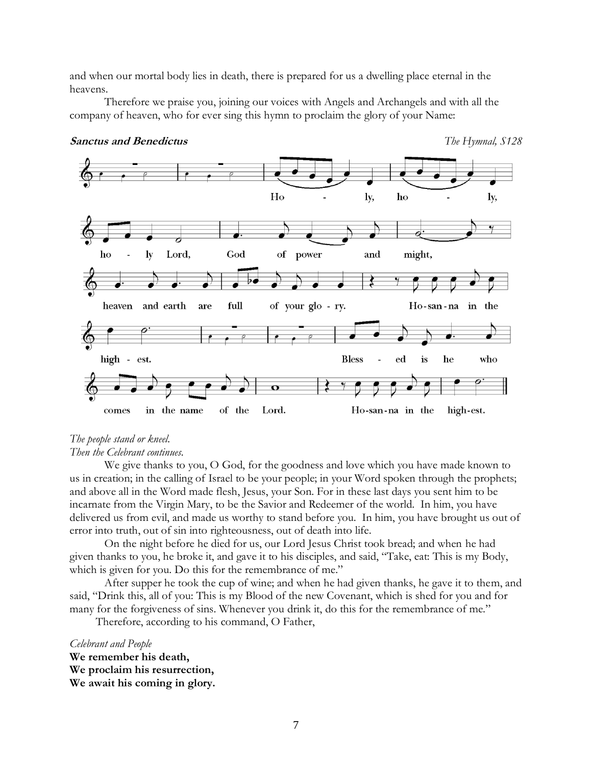and when our mortal body lies in death, there is prepared for us a dwelling place eternal in the heavens.

Therefore we praise you, joining our voices with Angels and Archangels and with all the company of heaven, who for ever sing this hymn to proclaim the glory of your Name:

***Sanctus and Benedictus*** *The Hymnal, S128*

Ho - ly, ho - ly, ho - ly Lord, God of power and might, heaven and earth are full of your glo - ry. Ho-san-na in the high - est. Bless - ed is he who comes in the name of the Lord. Ho-san-na in the high-est.

*The people stand or kneel.*
*Then the Celebrant continues.*

We give thanks to you, O God, for the goodness and love which you have made known to us in creation; in the calling of Israel to be your people; in your Word spoken through the prophets; and above all in the Word made flesh, Jesus, your Son. For in these last days you sent him to be incarnate from the Virgin Mary, to be the Savior and Redeemer of the world. In him, you have delivered us from evil, and made us worthy to stand before you. In him, you have brought us out of error into truth, out of sin into righteousness, out of death into life.

On the night before he died for us, our Lord Jesus Christ took bread; and when he had given thanks to you, he broke it, and gave it to his disciples, and said, "Take, eat: This is my Body, which is given for you. Do this for the remembrance of me."

After supper he took the cup of wine; and when he had given thanks, he gave it to them, and said, "Drink this, all of you: This is my Blood of the new Covenant, which is shed for you and for many for the forgiveness of sins. Whenever you drink it, do this for the remembrance of me."

Therefore, according to his command, O Father,

*Celebrant and People*
**We remember his death,**
**We proclaim his resurrection,**
**We await his coming in glory.**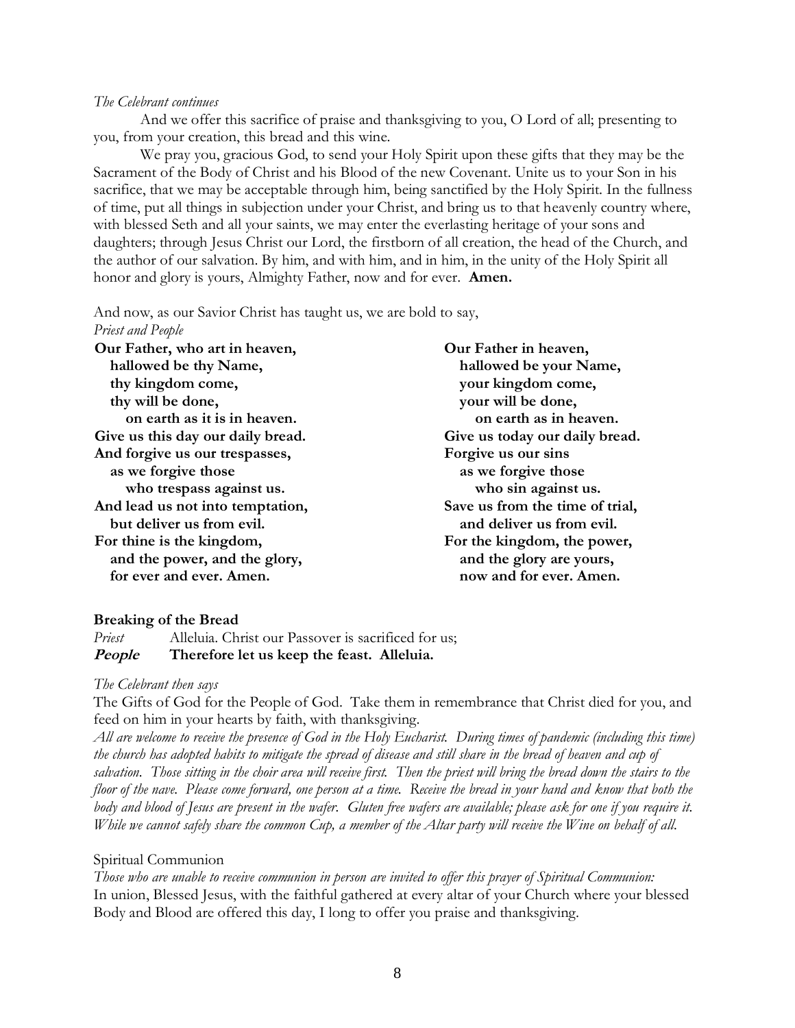*The Celebrant continues*

And we offer this sacrifice of praise and thanksgiving to you, O Lord of all; presenting to you, from your creation, this bread and this wine.

We pray you, gracious God, to send your Holy Spirit upon these gifts that they may be the Sacrament of the Body of Christ and his Blood of the new Covenant. Unite us to your Son in his sacrifice, that we may be acceptable through him, being sanctified by the Holy Spirit. In the fullness of time, put all things in subjection under your Christ, and bring us to that heavenly country where, with blessed Seth and all your saints, we may enter the everlasting heritage of your sons and daughters; through Jesus Christ our Lord, the firstborn of all creation, the head of the Church, and the author of our salvation. By him, and with him, and in him, in the unity of the Holy Spirit all honor and glory is yours, Almighty Father, now and for ever. **Amen.**

And now, as our Savior Christ has taught us, we are bold to say,

*Priest and People*

**Our Father, who art in heaven,**
**hallowed be thy Name,**
**thy kingdom come,**
**thy will be done,**
**on earth as it is in heaven.**
**Give us this day our daily bread.**
**And forgive us our trespasses,**
**as we forgive those**
**who trespass against us.**
**And lead us not into temptation,**
**but deliver us from evil.**
**For thine is the kingdom,**
**and the power, and the glory,**
**for ever and ever. Amen.**

**Our Father in heaven,**
**hallowed be your Name,**
**your kingdom come,**
**your will be done,**
**on earth as in heaven.**
**Give us today our daily bread.**
**Forgive us our sins**
**as we forgive those**
**who sin against us.**
**Save us from the time of trial,**
**and deliver us from evil.**
**For the kingdom, the power,**
**and the glory are yours,**
**now and for ever. Amen.**

**Breaking of the Bread**

*Priest* Alleluia. Christ our Passover is sacrificed for us;
***People*** **Therefore let us keep the feast. Alleluia.**

*The Celebrant then says*

The Gifts of God for the People of God. Take them in remembrance that Christ died for you, and feed on him in your hearts by faith, with thanksgiving.

*All are welcome to receive the presence of God in the Holy Eucharist. During times of pandemic (including this time) the church has adopted habits to mitigate the spread of disease and still share in the bread of heaven and cup of salvation. Those sitting in the choir area will receive first. Then the priest will bring the bread down the stairs to the floor of the nave. Please come forward, one person at a time. Receive the bread in your hand and know that both the body and blood of Jesus are present in the wafer. Gluten free wafers are available; please ask for one if you require it. While we cannot safely share the common Cup, a member of the Altar party will receive the Wine on behalf of all.*

Spiritual Communion

*Those who are unable to receive communion in person are invited to offer this prayer of Spiritual Communion:*

In union, Blessed Jesus, with the faithful gathered at every altar of your Church where your blessed Body and Blood are offered this day, I long to offer you praise and thanksgiving.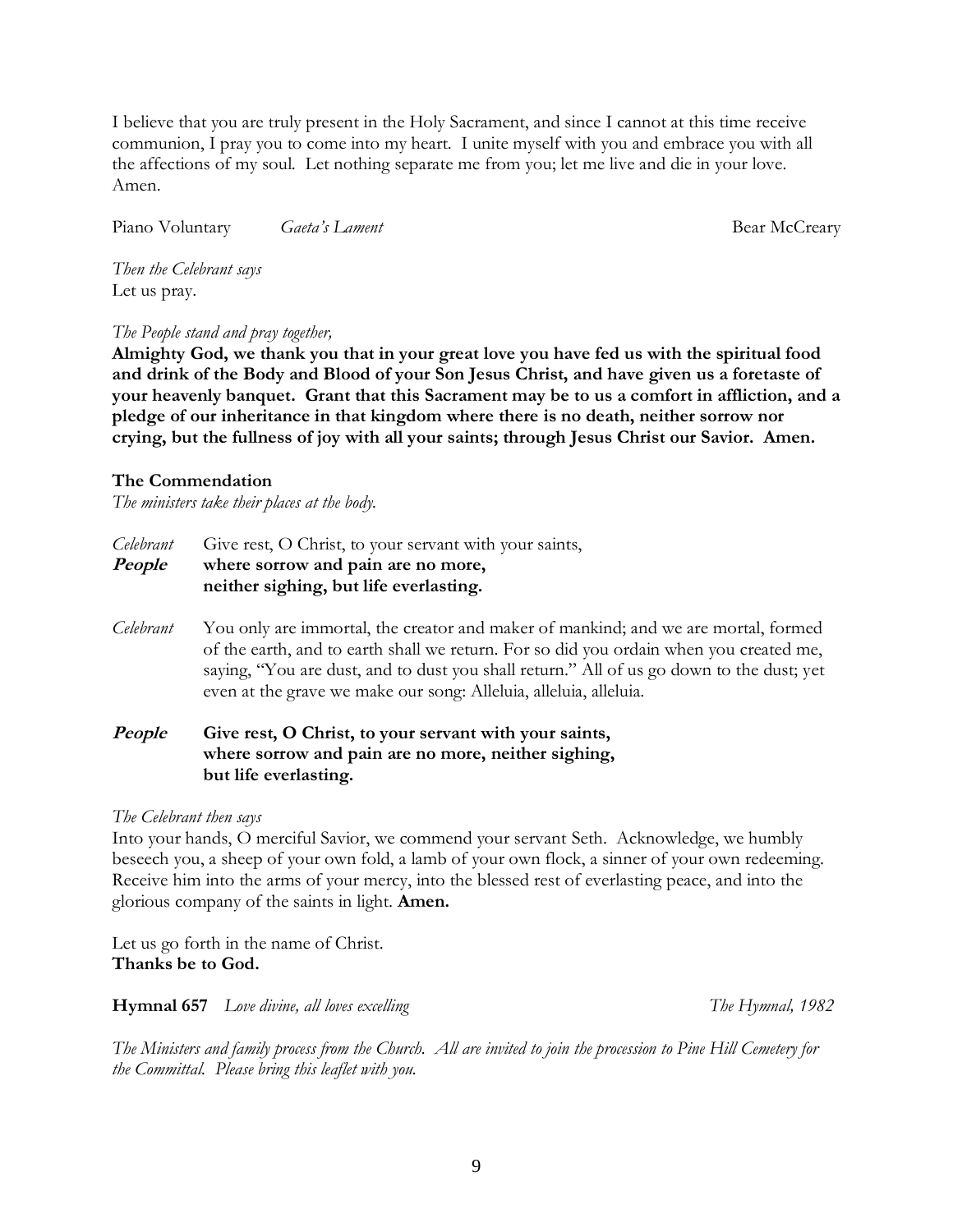I believe that you are truly present in the Holy Sacrament, and since I cannot at this time receive communion, I pray you to come into my heart. I unite myself with you and embrace you with all the affections of my soul. Let nothing separate me from you; let me live and die in your love. Amen.

Piano Voluntary *Gaeta's Lament* Bear McCreary

*Then the Celebrant says*
Let us pray.

*The People stand and pray together,*
**Almighty God, we thank you that in your great love you have fed us with the spiritual food and drink of the Body and Blood of your Son Jesus Christ, and have given us a foretaste of your heavenly banquet. Grant that this Sacrament may be to us a comfort in affliction, and a pledge of our inheritance in that kingdom where there is no death, neither sorrow nor crying, but the fullness of joy with all your saints; through Jesus Christ our Savior. Amen.**

**The Commendation**
*The ministers take their places at the body.*

*Celebrant* Give rest, O Christ, to your servant with your saints,
***People*** **where sorrow and pain are no more, neither sighing, but life everlasting.**

*Celebrant* You only are immortal, the creator and maker of mankind; and we are mortal, formed of the earth, and to earth shall we return. For so did you ordain when you created me, saying, "You are dust, and to dust you shall return." All of us go down to the dust; yet even at the grave we make our song: Alleluia, alleluia, alleluia.

***People*** **Give rest, O Christ, to your servant with your saints, where sorrow and pain are no more, neither sighing, but life everlasting.**

*The Celebrant then says*
Into your hands, O merciful Savior, we commend your servant Seth. Acknowledge, we humbly beseech you, a sheep of your own fold, a lamb of your own flock, a sinner of your own redeeming. Receive him into the arms of your mercy, into the blessed rest of everlasting peace, and into the glorious company of the saints in light. **Amen.**

Let us go forth in the name of Christ.
**Thanks be to God.**

**Hymnal 657** *Love divine, all loves excelling* *The Hymnal, 1982*

*The Ministers and family process from the Church. All are invited to join the procession to Pine Hill Cemetery for the Committal. Please bring this leaflet with you.*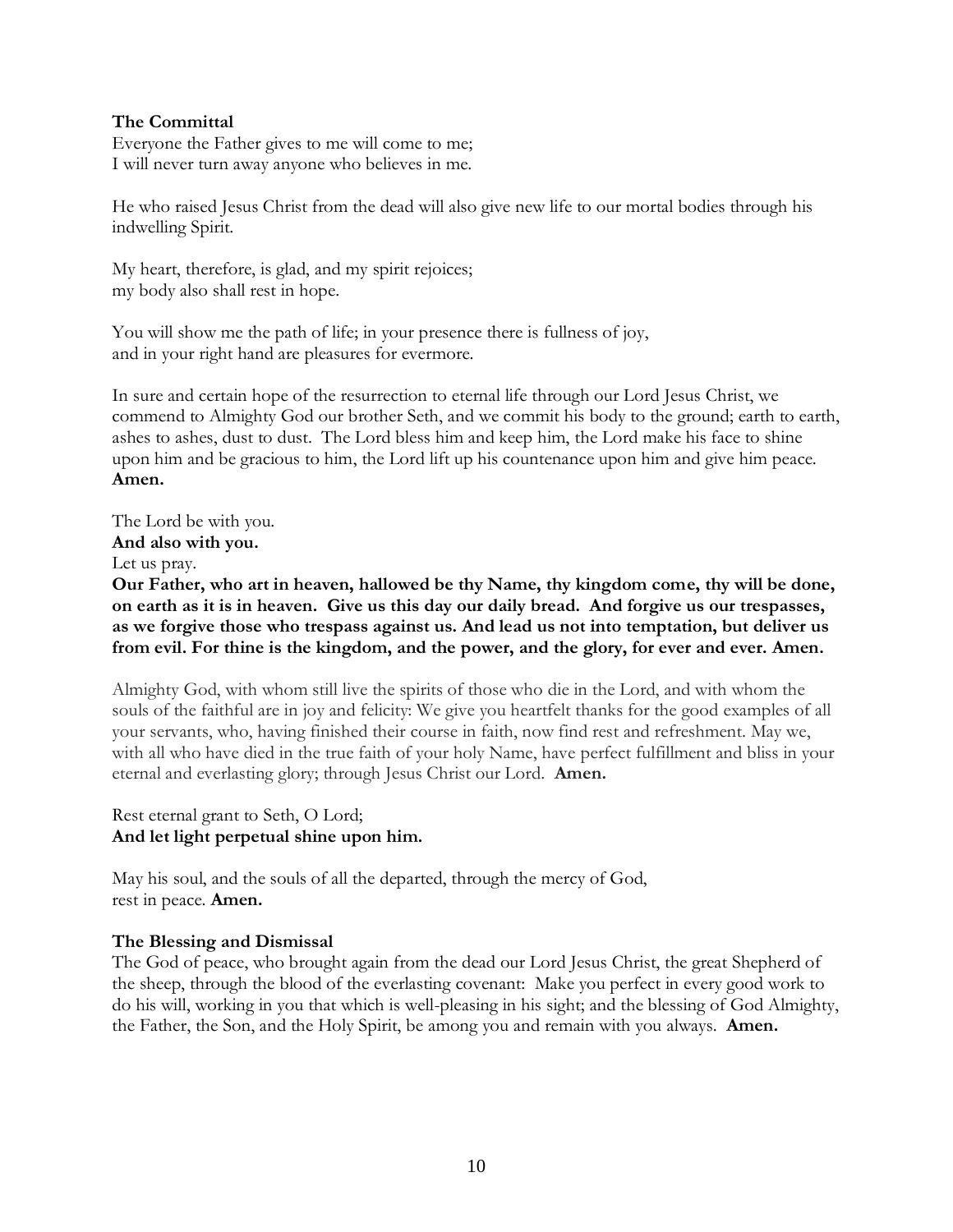**The Committal**

Everyone the Father gives to me will come to me;
I will never turn away anyone who believes in me.

He who raised Jesus Christ from the dead will also give new life to our mortal bodies through his indwelling Spirit.

My heart, therefore, is glad, and my spirit rejoices;
my body also shall rest in hope.

You will show me the path of life; in your presence there is fullness of joy,
and in your right hand are pleasures for evermore.

In sure and certain hope of the resurrection to eternal life through our Lord Jesus Christ, we commend to Almighty God our brother Seth, and we commit his body to the ground; earth to earth, ashes to ashes, dust to dust. The Lord bless him and keep him, the Lord make his face to shine upon him and be gracious to him, the Lord lift up his countenance upon him and give him peace. **Amen.**

The Lord be with you.
**And also with you.**
Let us pray.
**Our Father, who art in heaven, hallowed be thy Name, thy kingdom come, thy will be done, on earth as it is in heaven. Give us this day our daily bread. And forgive us our trespasses, as we forgive those who trespass against us. And lead us not into temptation, but deliver us from evil. For thine is the kingdom, and the power, and the glory, for ever and ever. Amen.**

Almighty God, with whom still live the spirits of those who die in the Lord, and with whom the souls of the faithful are in joy and felicity: We give you heartfelt thanks for the good examples of all your servants, who, having finished their course in faith, now find rest and refreshment. May we, with all who have died in the true faith of your holy Name, have perfect fulfillment and bliss in your eternal and everlasting glory; through Jesus Christ our Lord. **Amen.**

Rest eternal grant to Seth, O Lord;
**And let light perpetual shine upon him.**

May his soul, and the souls of all the departed, through the mercy of God,
rest in peace. **Amen.**

**The Blessing and Dismissal**

The God of peace, who brought again from the dead our Lord Jesus Christ, the great Shepherd of the sheep, through the blood of the everlasting covenant: Make you perfect in every good work to do his will, working in you that which is well-pleasing in his sight; and the blessing of God Almighty, the Father, the Son, and the Holy Spirit, be among you and remain with you always. **Amen.**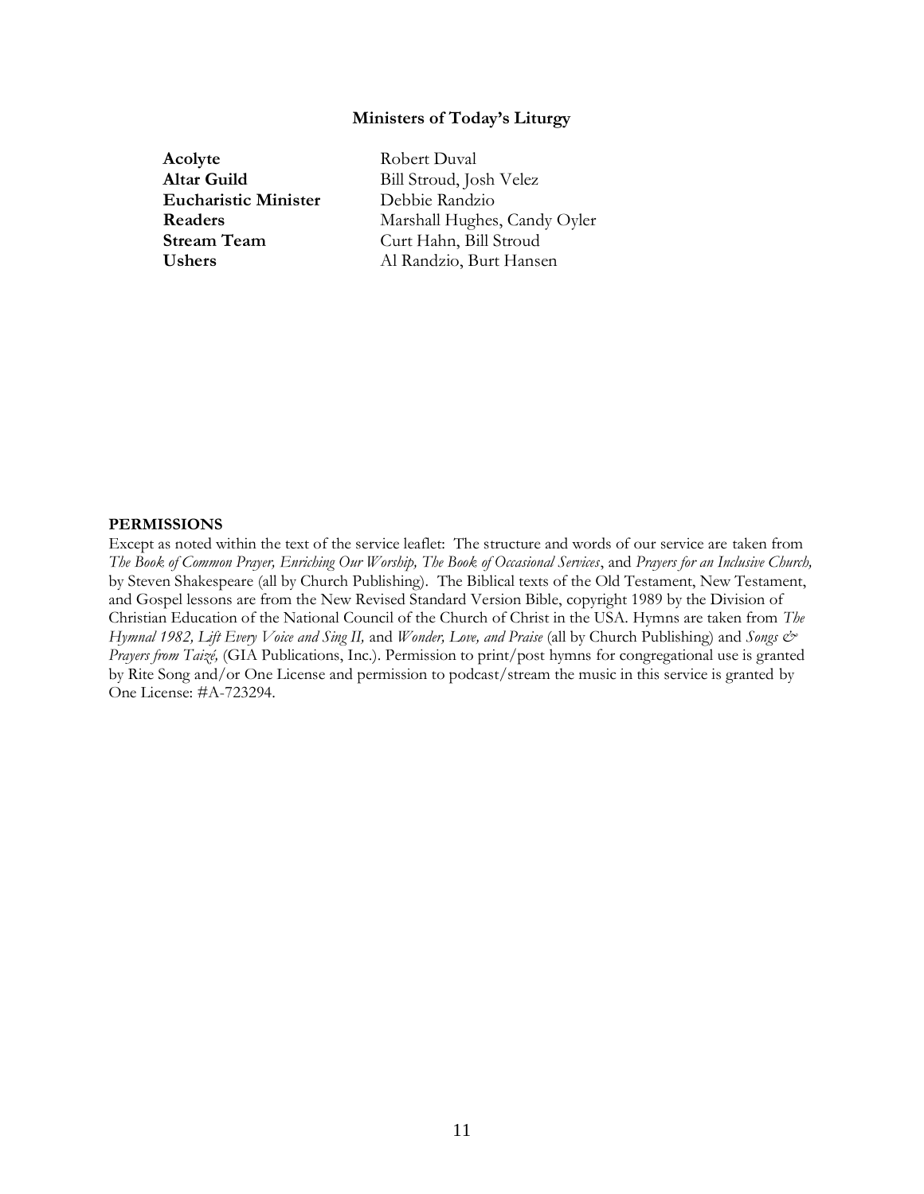### Ministers of Today's Liturgy

| | |
|---|---|
| **Acolyte** | Robert Duval |
| **Altar Guild** | Bill Stroud, Josh Velez |
| **Eucharistic Minister** | Debbie Randzio |
| **Readers** | Marshall Hughes, Candy Oyler |
| **Stream Team** | Curt Hahn, Bill Stroud |
| **Ushers** | Al Randzio, Burt Hansen |

**PERMISSIONS**

Except as noted within the text of the service leaflet: The structure and words of our service are taken from *The Book of Common Prayer, Enriching Our Worship, The Book of Occasional Services*, and *Prayers for an Inclusive Church,* by Steven Shakespeare (all by Church Publishing). The Biblical texts of the Old Testament, New Testament, and Gospel lessons are from the New Revised Standard Version Bible, copyright 1989 by the Division of Christian Education of the National Council of the Church of Christ in the USA. Hymns are taken from *The Hymnal 1982, Lift Every Voice and Sing II,* and *Wonder, Love, and Praise* (all by Church Publishing) and *Songs & Prayers from Taizé,* (GIA Publications, Inc.). Permission to print/post hymns for congregational use is granted by Rite Song and/or One License and permission to podcast/stream the music in this service is granted by One License: #A-723294.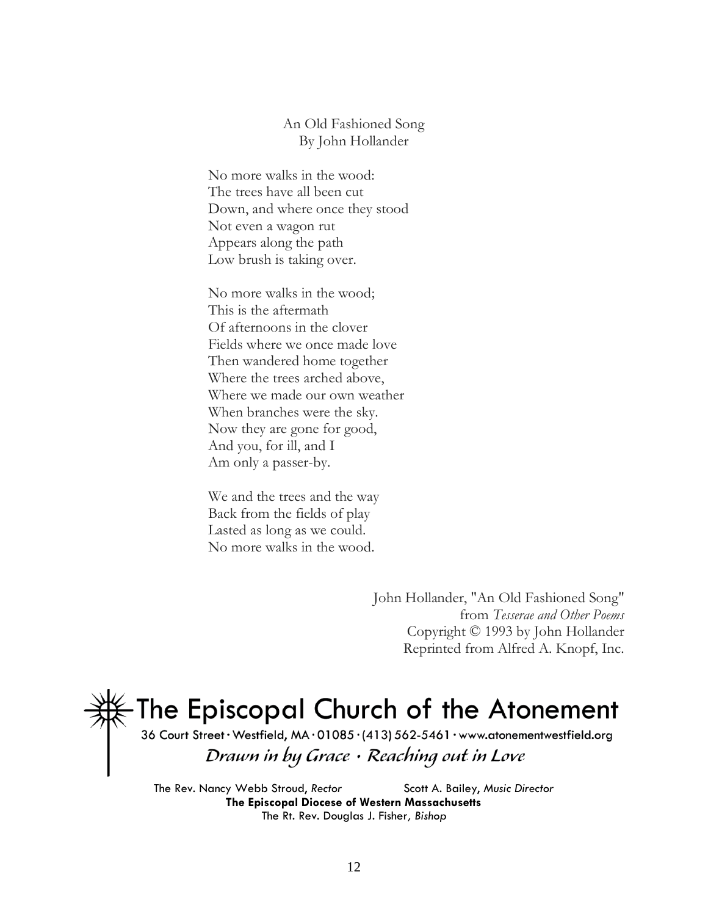An Old Fashioned Song
By John Hollander

No more walks in the wood:
The trees have all been cut
Down, and where once they stood
Not even a wagon rut
Appears along the path
Low brush is taking over.

No more walks in the wood;
This is the aftermath
Of afternoons in the clover
Fields where we once made love
Then wandered home together
Where the trees arched above,
Where we made our own weather
When branches were the sky.
Now they are gone for good,
And you, for ill, and I
Am only a passer-by.

We and the trees and the way
Back from the fields of play
Lasted as long as we could.
No more walks in the wood.

John Hollander, "An Old Fashioned Song"
from *Tesserae and Other Poems*
Copyright © 1993 by John Hollander
Reprinted from Alfred A. Knopf, Inc.

# The Episcopal Church of the Atonement

36 Court Street · Westfield, MA · 01085 · (413) 562-5461 · www.atonementwestfield.org

*Drawn in by Grace · Reaching out in Love*

The Rev. Nancy Webb Stroud, *Rector*    Scott A. Bailey, *Music Director*

**The Episcopal Diocese of Western Massachusetts**

The Rt. Rev. Douglas J. Fisher, *Bishop*